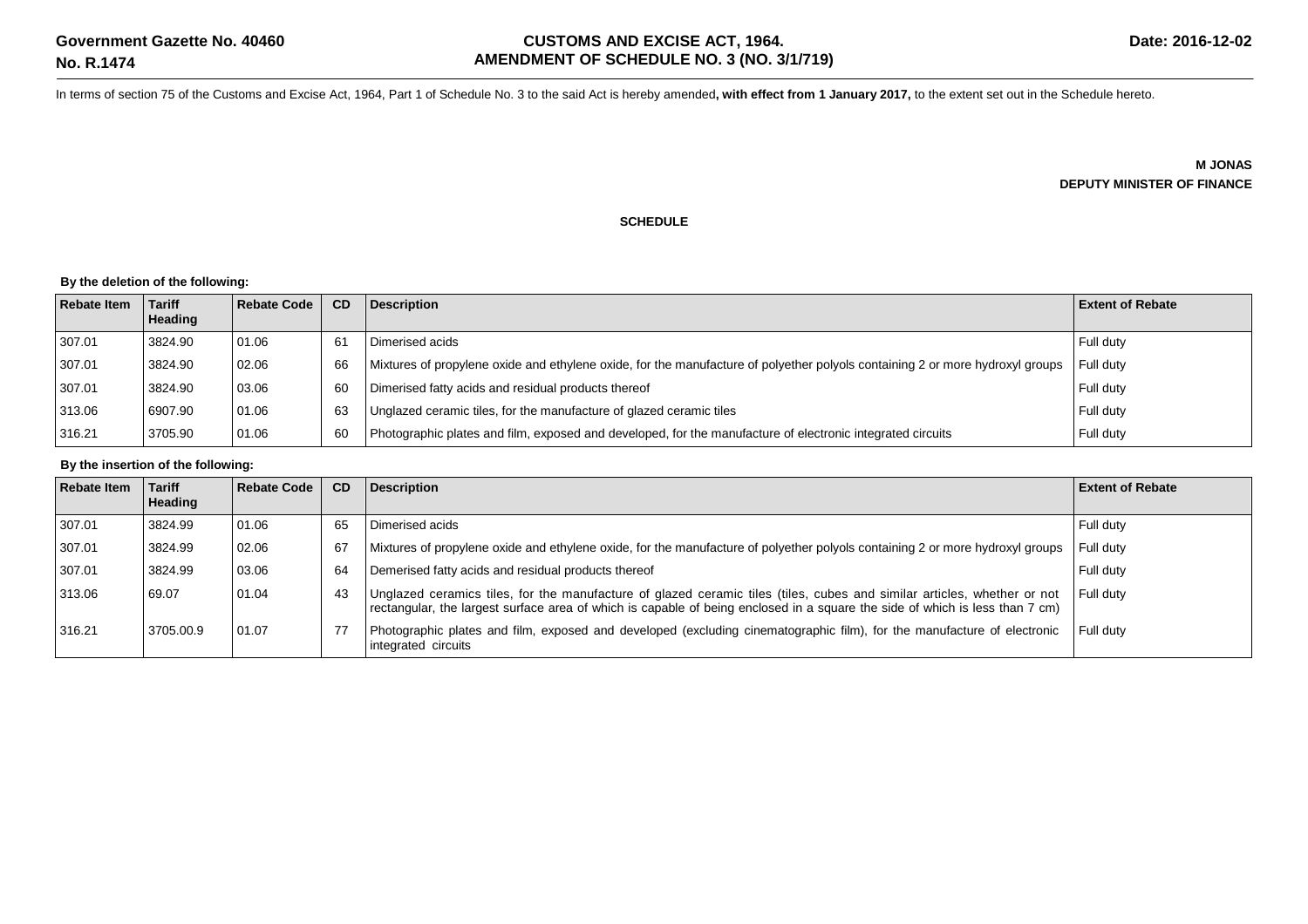**Government Gazette No. 40460**
**No. R.1474**

**CUSTOMS AND EXCISE ACT, 1964.**
**AMENDMENT OF SCHEDULE NO. 3 (NO. 3/1/719)**

**Date: 2016-12-02**

In terms of section 75 of the Customs and Excise Act, 1964, Part 1 of Schedule No. 3 to the said Act is hereby amended**, with effect from 1 January 2017,** to the extent set out in the Schedule hereto.

**M JONAS**
**DEPUTY MINISTER OF FINANCE**

**SCHEDULE**

**By the deletion of the following:**

| Rebate Item | Tariff Heading | Rebate Code | CD | Description | Extent of Rebate |
|---|---|---|---|---|---|
| 307.01 | 3824.90 | 01.06 | 61 | Dimerised acids | Full duty |
| 307.01 | 3824.90 | 02.06 | 66 | Mixtures of propylene oxide and ethylene oxide, for the manufacture of polyether polyols containing 2 or more hydroxyl groups | Full duty |
| 307.01 | 3824.90 | 03.06 | 60 | Dimerised fatty acids and residual products thereof | Full duty |
| 313.06 | 6907.90 | 01.06 | 63 | Unglazed ceramic tiles, for the manufacture of glazed ceramic tiles | Full duty |
| 316.21 | 3705.90 | 01.06 | 60 | Photographic plates and film, exposed and developed, for the manufacture of electronic integrated circuits | Full duty |

**By the insertion of the following:**

| Rebate Item | Tariff Heading | Rebate Code | CD | Description | Extent of Rebate |
|---|---|---|---|---|---|
| 307.01 | 3824.99 | 01.06 | 65 | Dimerised acids | Full duty |
| 307.01 | 3824.99 | 02.06 | 67 | Mixtures of propylene oxide and ethylene oxide, for the manufacture of polyether polyols containing 2 or more hydroxyl groups | Full duty |
| 307.01 | 3824.99 | 03.06 | 64 | Demerised fatty acids and residual products thereof | Full duty |
| 313.06 | 69.07 | 01.04 | 43 | Unglazed ceramics tiles, for the manufacture of glazed ceramic tiles (tiles, cubes and similar articles, whether or not rectangular, the largest surface area of which is capable of being enclosed in a square the side of which is less than 7 cm) | Full duty |
| 316.21 | 3705.00.9 | 01.07 | 77 | Photographic plates and film, exposed and developed (excluding cinematographic film), for the manufacture of electronic integrated circuits | Full duty |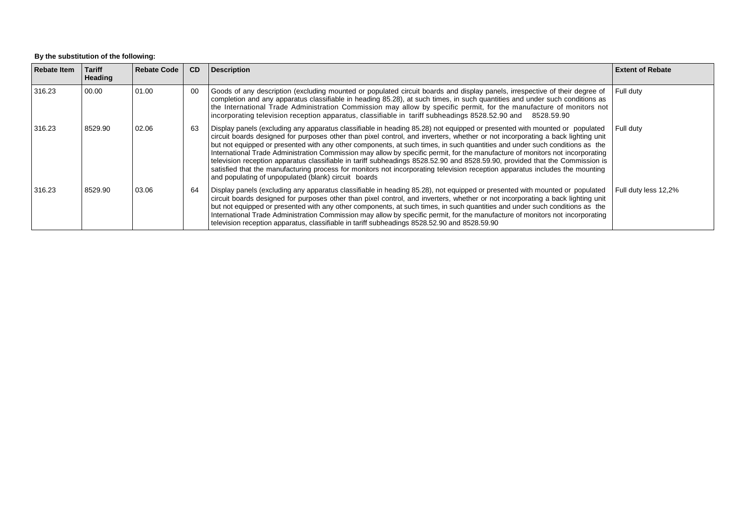**By the substitution of the following:**

| Rebate Item | Tariff Heading | Rebate Code | CD | Description | Extent of Rebate |
|---|---|---|---|---|---|
| 316.23 | 00.00 | 01.00 | 00 | Goods of any description (excluding mounted or populated circuit boards and display panels, irrespective of their degree of completion and any apparatus classifiable in heading 85.28), at such times, in such quantities and under such conditions as the International Trade Administration Commission may allow by specific permit, for the manufacture of monitors not incorporating television reception apparatus, classifiable in tariff subheadings 8528.52.90 and 8528.59.90 | Full duty |
| 316.23 | 8529.90 | 02.06 | 63 | Display panels (excluding any apparatus classifiable in heading 85.28) not equipped or presented with mounted or populated circuit boards designed for purposes other than pixel control, and inverters, whether or not incorporating a back lighting unit but not equipped or presented with any other components, at such times, in such quantities and under such conditions as the International Trade Administration Commission may allow by specific permit, for the manufacture of monitors not incorporating television reception apparatus classifiable in tariff subheadings 8528.52.90 and 8528.59.90, provided that the Commission is satisfied that the manufacturing process for monitors not incorporating television reception apparatus includes the mounting and populating of unpopulated (blank) circuit boards | Full duty |
| 316.23 | 8529.90 | 03.06 | 64 | Display panels (excluding any apparatus classifiable in heading 85.28), not equipped or presented with mounted or populated circuit boards designed for purposes other than pixel control, and inverters, whether or not incorporating a back lighting unit but not equipped or presented with any other components, at such times, in such quantities and under such conditions as the International Trade Administration Commission may allow by specific permit, for the manufacture of monitors not incorporating television reception apparatus, classifiable in tariff subheadings 8528.52.90 and 8528.59.90 | Full duty less 12,2% |